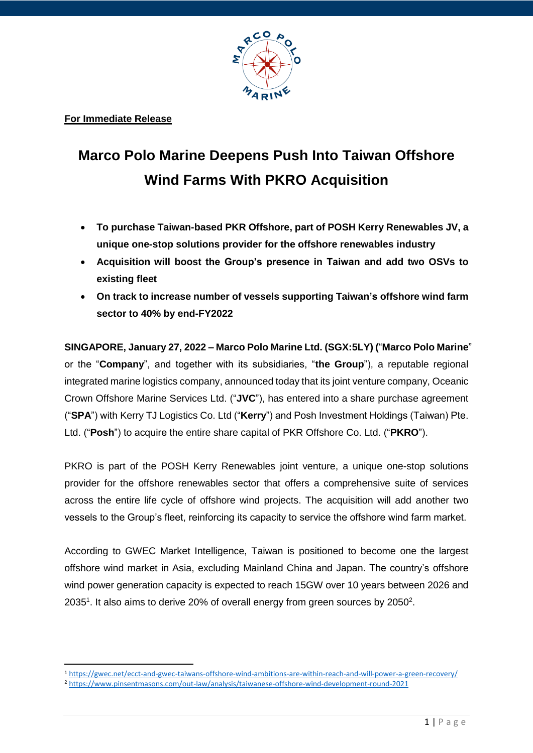**For Immediate Release**

# Marco Polo Marine Deepens Push Into Taiwan Offshore Wind Farms With PKRO Acquisition

- **To purchase Taiwan-based PKR Offshore, part of POSH Kerry Renewables JV, a unique one-stop solutions provider for the offshore renewables industry**
- **Acquisition will boost the Group's presence in Taiwan and add two OSVs to existing fleet**
- **On track to increase number of vessels supporting Taiwan's offshore wind farm sector to 40% by end-FY2022**

**SINGAPORE, January 27, 2022 – Marco Polo Marine Ltd. (SGX:5LY) (**"**Marco Polo Marine**" or the "**Company**", and together with its subsidiaries, "**the Group**"), a reputable regional integrated marine logistics company, announced today that its joint venture company, Oceanic Crown Offshore Marine Services Ltd. ("**JVC**"), has entered into a share purchase agreement ("**SPA**") with Kerry TJ Logistics Co. Ltd ("**Kerry**") and Posh Investment Holdings (Taiwan) Pte. Ltd. ("**Posh**") to acquire the entire share capital of PKR Offshore Co. Ltd. ("**PKRO**").

PKRO is part of the POSH Kerry Renewables joint venture, a unique one-stop solutions provider for the offshore renewables sector that offers a comprehensive suite of services across the entire life cycle of offshore wind projects. The acquisition will add another two vessels to the Group's fleet, reinforcing its capacity to service the offshore wind farm market.

According to GWEC Market Intelligence, Taiwan is positioned to become one the largest offshore wind market in Asia, excluding Mainland China and Japan. The country's offshore wind power generation capacity is expected to reach 15GW over 10 years between 2026 and 2035[1]. It also aims to derive 20% of overall energy from green sources by 2050[2].

---

[1] https://gwec.net/ecct-and-gwec-taiwans-offshore-wind-ambitions-are-within-reach-and-will-power-a-green-recovery/

[2] https://www.pinsentmasons.com/out-law/analysis/taiwanese-offshore-wind-development-round-2021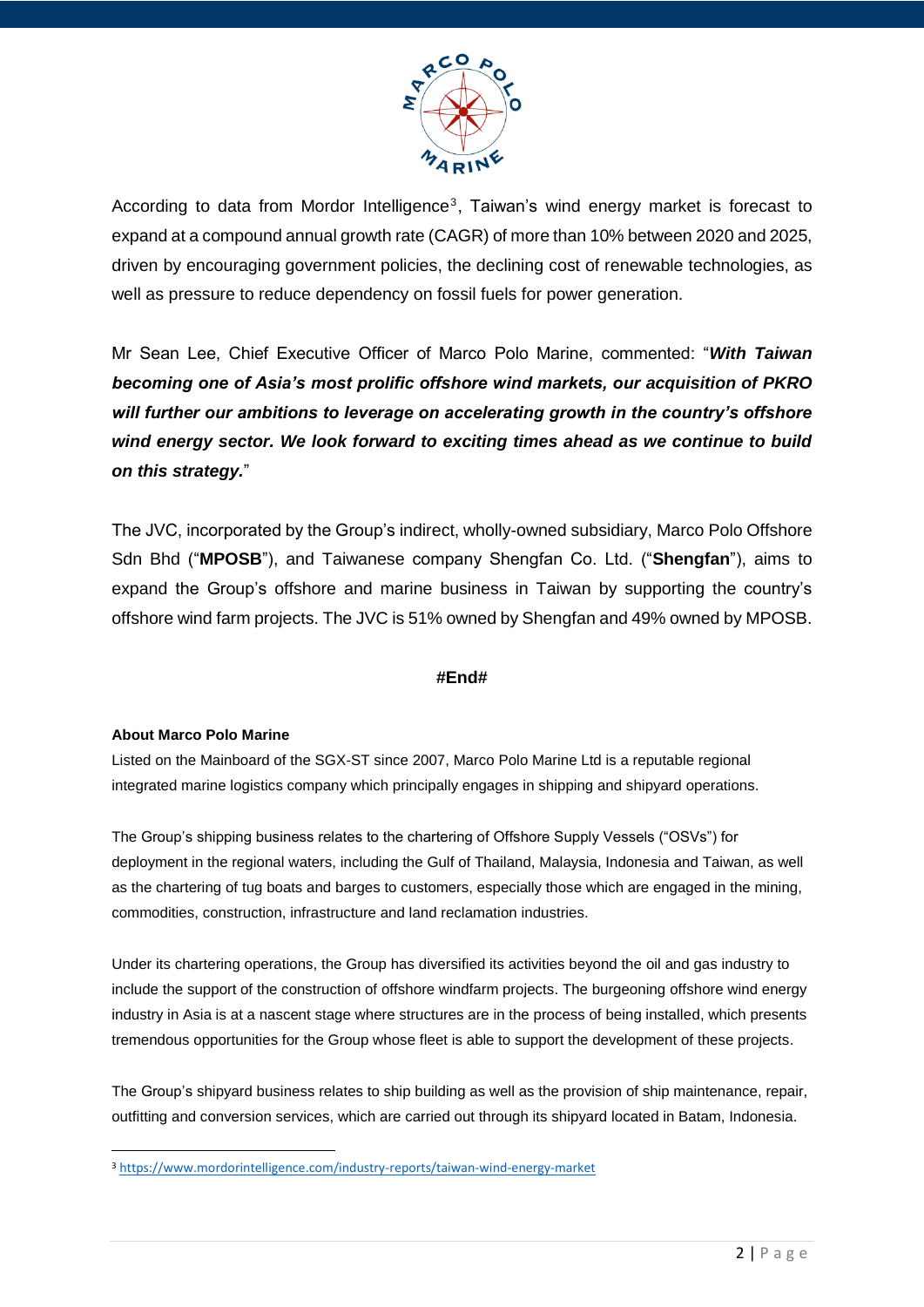According to data from Mordor Intelligence[3], Taiwan's wind energy market is forecast to expand at a compound annual growth rate (CAGR) of more than 10% between 2020 and 2025, driven by encouraging government policies, the declining cost of renewable technologies, as well as pressure to reduce dependency on fossil fuels for power generation.

Mr Sean Lee, Chief Executive Officer of Marco Polo Marine, commented: "***With Taiwan becoming one of Asia's most prolific offshore wind markets, our acquisition of PKRO will further our ambitions to leverage on accelerating growth in the country's offshore wind energy sector. We look forward to exciting times ahead as we continue to build on this strategy.***"

The JVC, incorporated by the Group's indirect, wholly-owned subsidiary, Marco Polo Offshore Sdn Bhd ("**MPOSB**"), and Taiwanese company Shengfan Co. Ltd. ("**Shengfan**"), aims to expand the Group's offshore and marine business in Taiwan by supporting the country's offshore wind farm projects. The JVC is 51% owned by Shengfan and 49% owned by MPOSB.

**#End#**

**About Marco Polo Marine**

Listed on the Mainboard of the SGX-ST since 2007, Marco Polo Marine Ltd is a reputable regional integrated marine logistics company which principally engages in shipping and shipyard operations.

The Group's shipping business relates to the chartering of Offshore Supply Vessels ("OSVs") for deployment in the regional waters, including the Gulf of Thailand, Malaysia, Indonesia and Taiwan, as well as the chartering of tug boats and barges to customers, especially those which are engaged in the mining, commodities, construction, infrastructure and land reclamation industries.

Under its chartering operations, the Group has diversified its activities beyond the oil and gas industry to include the support of the construction of offshore windfarm projects. The burgeoning offshore wind energy industry in Asia is at a nascent stage where structures are in the process of being installed, which presents tremendous opportunities for the Group whose fleet is able to support the development of these projects.

The Group's shipyard business relates to ship building as well as the provision of ship maintenance, repair, outfitting and conversion services, which are carried out through its shipyard located in Batam, Indonesia.

[3] https://www.mordorintelligence.com/industry-reports/taiwan-wind-energy-market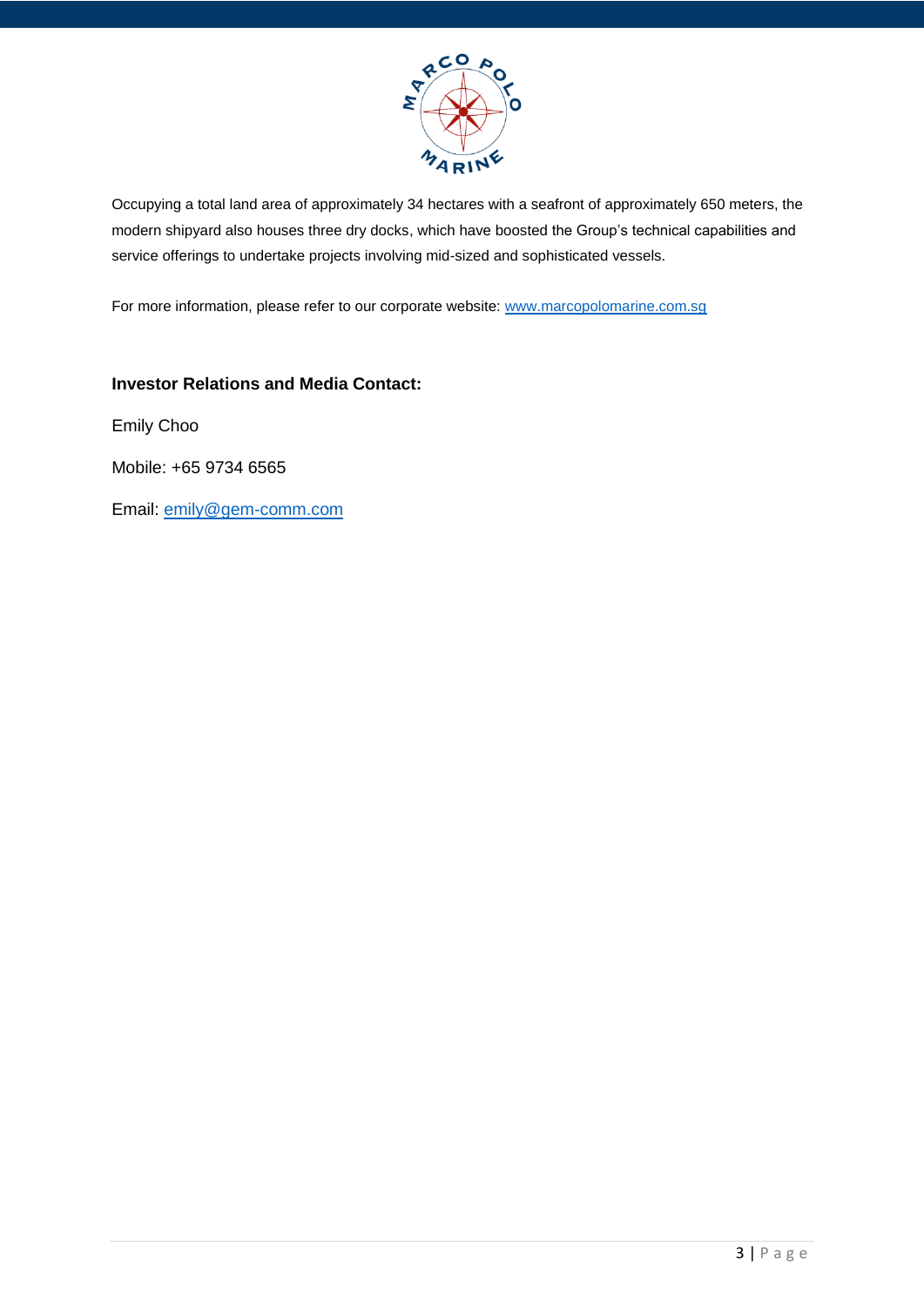Occupying a total land area of approximately 34 hectares with a seafront of approximately 650 meters, the modern shipyard also houses three dry docks, which have boosted the Group's technical capabilities and service offerings to undertake projects involving mid-sized and sophisticated vessels.

For more information, please refer to our corporate website: www.marcopolomarine.com.sg

**Investor Relations and Media Contact:**

Emily Choo

Mobile: +65 9734 6565

Email: emily@gem-comm.com